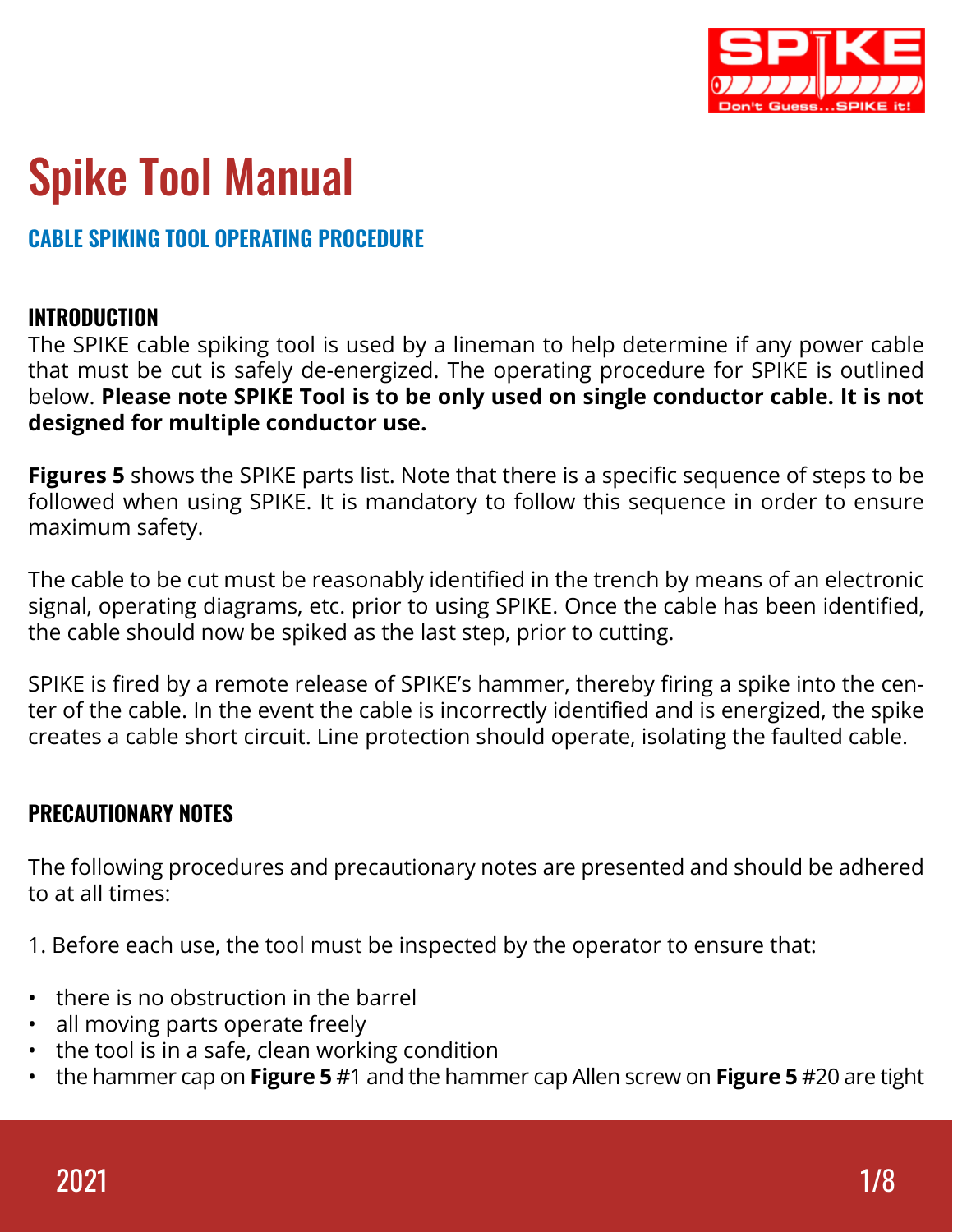# Spike Tool Manual

## CABLE SPIKING TOOL OPERATING PROCEDURE

### INTRODUCTION

The SPIKE cable spiking tool is used by a lineman to help determine if any power cable that must be cut is safely de-energized. The operating procedure for SPIKE is outlined below. **Please note SPIKE Tool is to be only used on single conductor cable. It is not designed for multiple conductor use.**

**Figures 5** shows the SPIKE parts list. Note that there is a specific sequence of steps to be followed when using SPIKE. It is mandatory to follow this sequence in order to ensure maximum safety.

The cable to be cut must be reasonably identified in the trench by means of an electronic signal, operating diagrams, etc. prior to using SPIKE. Once the cable has been identified, the cable should now be spiked as the last step, prior to cutting.

SPIKE is fired by a remote release of SPIKE's hammer, thereby firing a spike into the center of the cable. In the event the cable is incorrectly identified and is energized, the spike creates a cable short circuit. Line protection should operate, isolating the faulted cable.

### PRECAUTIONARY NOTES

The following procedures and precautionary notes are presented and should be adhered to at all times:

1. Before each use, the tool must be inspected by the operator to ensure that:

- there is no obstruction in the barrel
- all moving parts operate freely
- the tool is in a safe, clean working condition
- the hammer cap on **Figure 5** #1 and the hammer cap Allen screw on **Figure 5** #20 are tight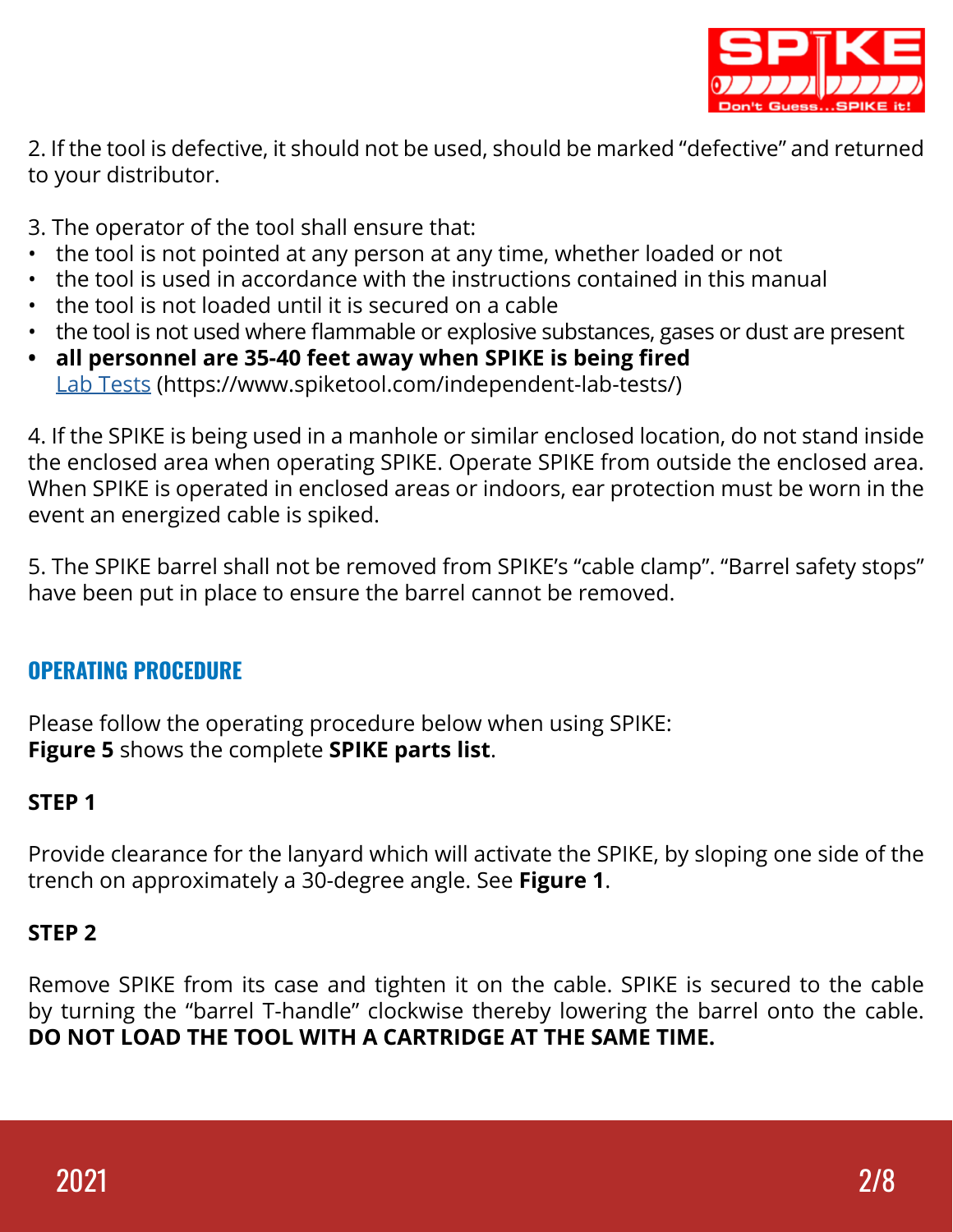2. If the tool is defective, it should not be used, should be marked "defective" and returned to your distributor.

3. The operator of the tool shall ensure that:

- the tool is not pointed at any person at any time, whether loaded or not
- the tool is used in accordance with the instructions contained in this manual
- the tool is not loaded until it is secured on a cable
- the tool is not used where flammable or explosive substances, gases or dust are present
- **all personnel are 35-40 feet away when SPIKE is being fired**
  [Lab Tests](https://www.spiketool.com/independent-lab-tests/) (https://www.spiketool.com/independent-lab-tests/)

4. If the SPIKE is being used in a manhole or similar enclosed location, do not stand inside the enclosed area when operating SPIKE. Operate SPIKE from outside the enclosed area. When SPIKE is operated in enclosed areas or indoors, ear protection must be worn in the event an energized cable is spiked.

5. The SPIKE barrel shall not be removed from SPIKE's "cable clamp". "Barrel safety stops" have been put in place to ensure the barrel cannot be removed.

## OPERATING PROCEDURE

Please follow the operating procedure below when using SPIKE:
**Figure 5** shows the complete **SPIKE parts list**.

### STEP 1

Provide clearance for the lanyard which will activate the SPIKE, by sloping one side of the trench on approximately a 30-degree angle. See **Figure 1**.

### STEP 2

Remove SPIKE from its case and tighten it on the cable. SPIKE is secured to the cable by turning the "barrel T-handle" clockwise thereby lowering the barrel onto the cable. **DO NOT LOAD THE TOOL WITH A CARTRIDGE AT THE SAME TIME.**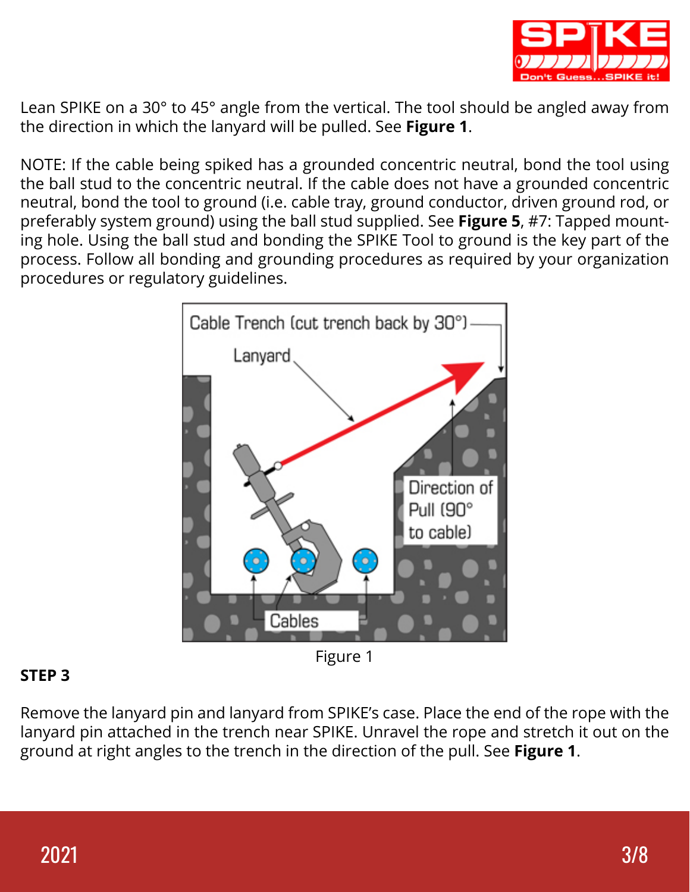Lean SPIKE on a 30° to 45° angle from the vertical. The tool should be angled away from the direction in which the lanyard will be pulled. See **Figure 1**.

NOTE: If the cable being spiked has a grounded concentric neutral, bond the tool using the ball stud to the concentric neutral. If the cable does not have a grounded concentric neutral, bond the tool to ground (i.e. cable tray, ground conductor, driven ground rod, or preferably system ground) using the ball stud supplied. See **Figure 5**, #7: Tapped mounting hole. Using the ball stud and bonding the SPIKE Tool to ground is the key part of the process. Follow all bonding and grounding procedures as required by your organization procedures or regulatory guidelines.

Figure 1

**STEP 3**

Remove the lanyard pin and lanyard from SPIKE's case. Place the end of the rope with the lanyard pin attached in the trench near SPIKE. Unravel the rope and stretch it out on the ground at right angles to the trench in the direction of the pull. See **Figure 1**.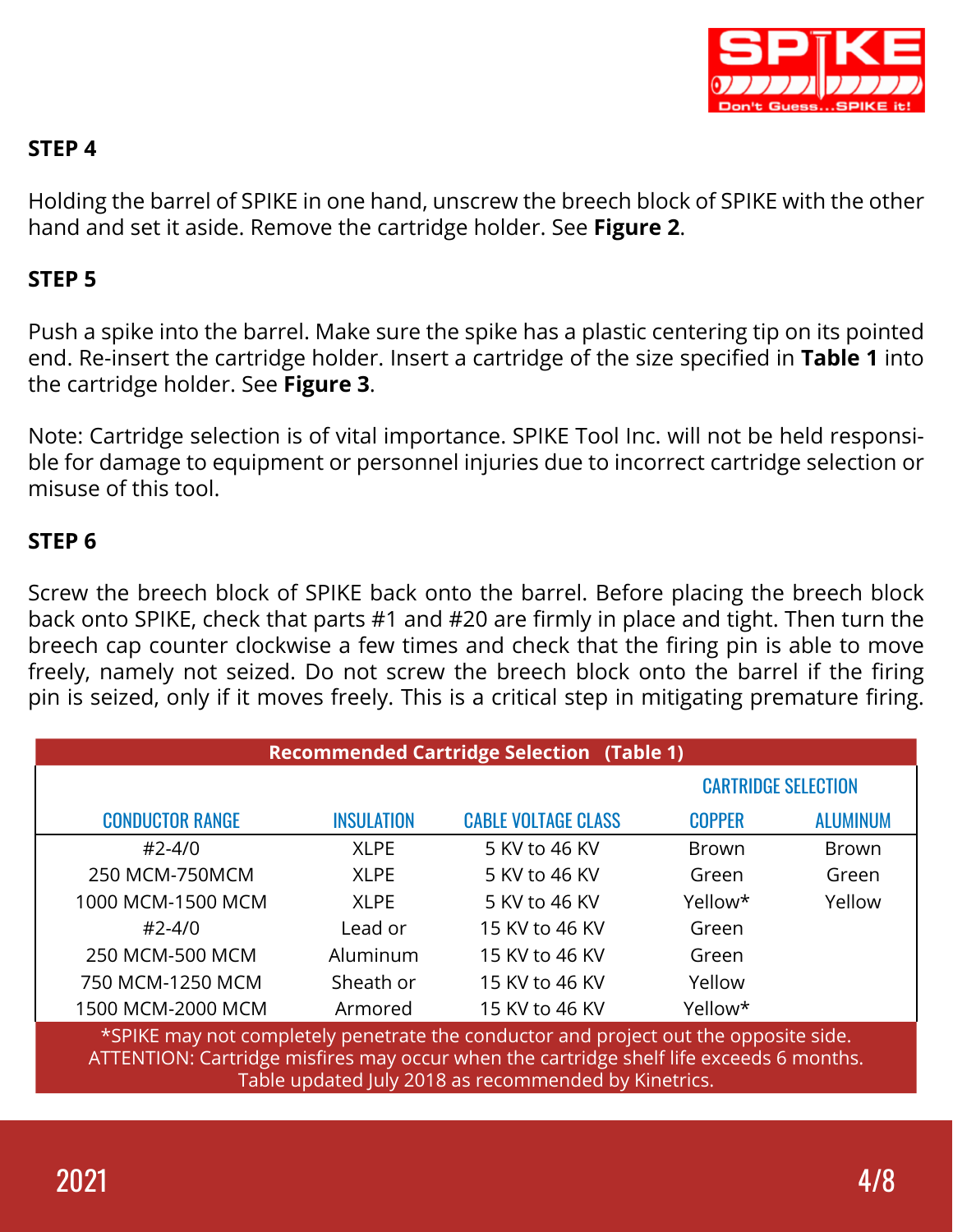### STEP 4

Holding the barrel of SPIKE in one hand, unscrew the breech block of SPIKE with the other hand and set it aside. Remove the cartridge holder. See **Figure 2**.

### STEP 5

Push a spike into the barrel. Make sure the spike has a plastic centering tip on its pointed end. Re-insert the cartridge holder. Insert a cartridge of the size specified in **Table 1** into the cartridge holder. See **Figure 3**.

Note: Cartridge selection is of vital importance. SPIKE Tool Inc. will not be held responsible for damage to equipment or personnel injuries due to incorrect cartridge selection or misuse of this tool.

### STEP 6

Screw the breech block of SPIKE back onto the barrel. Before placing the breech block back onto SPIKE, check that parts #1 and #20 are firmly in place and tight. Then turn the breech cap counter clockwise a few times and check that the firing pin is able to move freely, namely not seized. Do not screw the breech block onto the barrel if the firing pin is seized, only if it moves freely. This is a critical step in mitigating premature firing.

**Recommended Cartridge Selection (Table 1)**

| | | | CARTRIDGE SELECTION | |
|---|---|---|---|---|
| CONDUCTOR RANGE | INSULATION | CABLE VOLTAGE CLASS | COPPER | ALUMINUM |
| #2-4/0 | XLPE | 5 KV to 46 KV | Brown | Brown |
| 250 MCM-750MCM | XLPE | 5 KV to 46 KV | Green | Green |
| 1000 MCM-1500 MCM | XLPE | 5 KV to 46 KV | Yellow* | Yellow |
| #2-4/0 | Lead or | 15 KV to 46 KV | Green | |
| 250 MCM-500 MCM | Aluminum | 15 KV to 46 KV | Green | |
| 750 MCM-1250 MCM | Sheath or | 15 KV to 46 KV | Yellow | |
| 1500 MCM-2000 MCM | Armored | 15 KV to 46 KV | Yellow* | |

*SPIKE may not completely penetrate the conductor and project out the opposite side.
ATTENTION: Cartridge misfires may occur when the cartridge shelf life exceeds 6 months.
Table updated July 2018 as recommended by Kinetrics.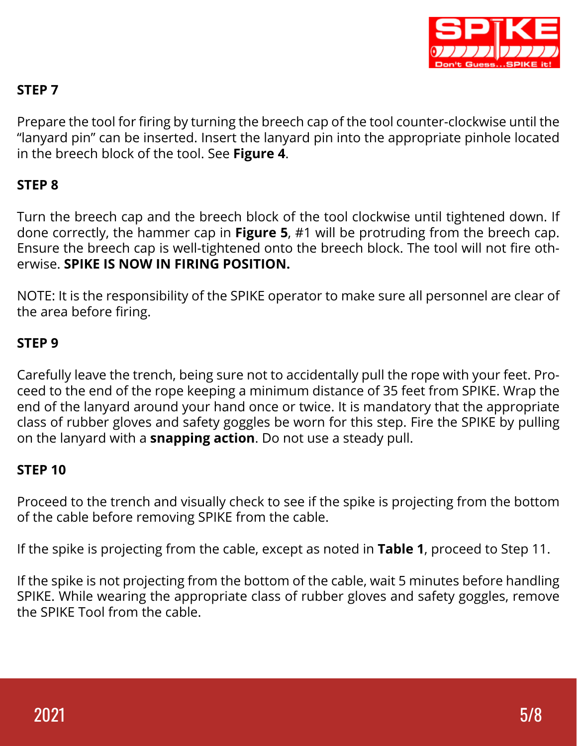### STEP 7

Prepare the tool for firing by turning the breech cap of the tool counter-clockwise until the “lanyard pin” can be inserted. Insert the lanyard pin into the appropriate pinhole located in the breech block of the tool. See **Figure 4**.

### STEP 8

Turn the breech cap and the breech block of the tool clockwise until tightened down. If done correctly, the hammer cap in **Figure 5**, #1 will be protruding from the breech cap. Ensure the breech cap is well-tightened onto the breech block. The tool will not fire otherwise. **SPIKE IS NOW IN FIRING POSITION.**

NOTE: It is the responsibility of the SPIKE operator to make sure all personnel are clear of the area before firing.

### STEP 9

Carefully leave the trench, being sure not to accidentally pull the rope with your feet. Proceed to the end of the rope keeping a minimum distance of 35 feet from SPIKE. Wrap the end of the lanyard around your hand once or twice. It is mandatory that the appropriate class of rubber gloves and safety goggles be worn for this step. Fire the SPIKE by pulling on the lanyard with a **snapping action**. Do not use a steady pull.

### STEP 10

Proceed to the trench and visually check to see if the spike is projecting from the bottom of the cable before removing SPIKE from the cable.

If the spike is projecting from the cable, except as noted in **Table 1**, proceed to Step 11.

If the spike is not projecting from the bottom of the cable, wait 5 minutes before handling SPIKE. While wearing the appropriate class of rubber gloves and safety goggles, remove the SPIKE Tool from the cable.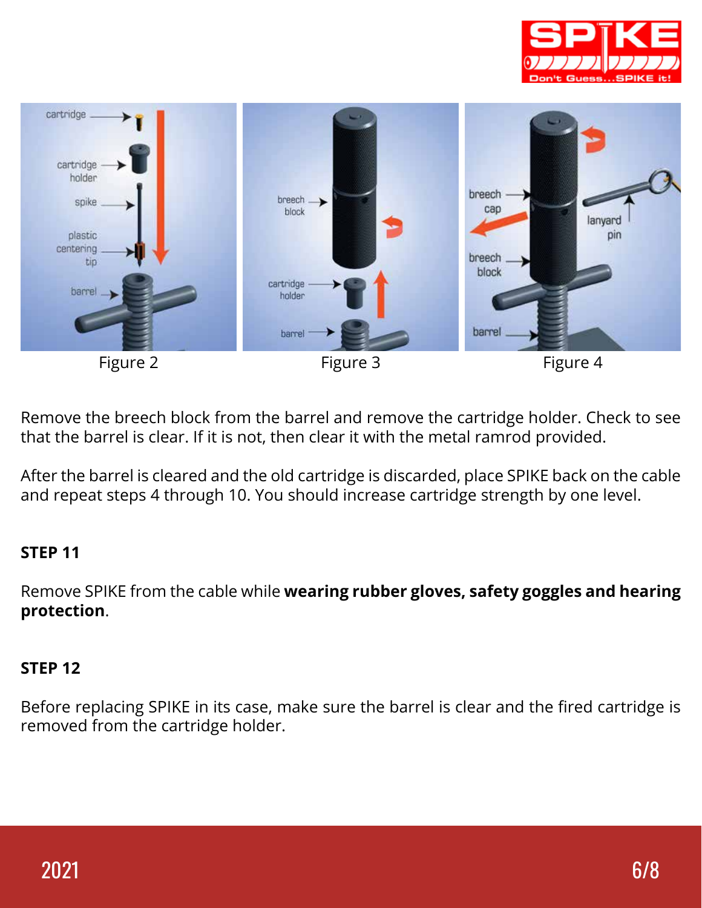Figure 2

Figure 3

Figure 4

Remove the breech block from the barrel and remove the cartridge holder. Check to see that the barrel is clear. If it is not, then clear it with the metal ramrod provided.

After the barrel is cleared and the old cartridge is discarded, place SPIKE back on the cable and repeat steps 4 through 10. You should increase cartridge strength by one level.

**STEP 11**

Remove SPIKE from the cable while **wearing rubber gloves, safety goggles and hearing protection**.

**STEP 12**

Before replacing SPIKE in its case, make sure the barrel is clear and the fired cartridge is removed from the cartridge holder.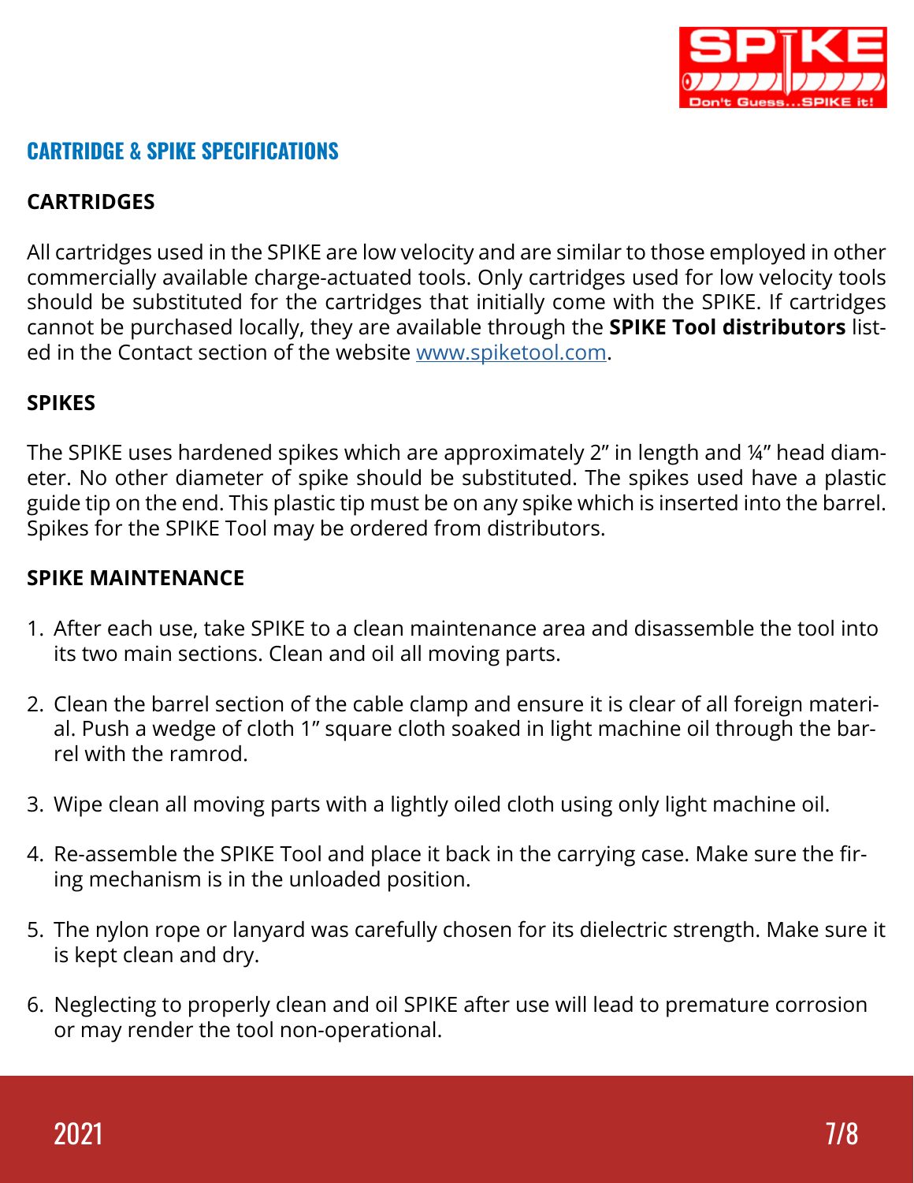## CARTRIDGE & SPIKE SPECIFICATIONS

### CARTRIDGES

All cartridges used in the SPIKE are low velocity and are similar to those employed in other commercially available charge-actuated tools. Only cartridges used for low velocity tools should be substituted for the cartridges that initially come with the SPIKE. If cartridges cannot be purchased locally, they are available through the **SPIKE Tool distributors** listed in the Contact section of the website [www.spiketool.com](http://www.spiketool.com).

### SPIKES

The SPIKE uses hardened spikes which are approximately 2" in length and ¼" head diameter. No other diameter of spike should be substituted. The spikes used have a plastic guide tip on the end. This plastic tip must be on any spike which is inserted into the barrel. Spikes for the SPIKE Tool may be ordered from distributors.

### SPIKE MAINTENANCE

1. After each use, take SPIKE to a clean maintenance area and disassemble the tool into its two main sections. Clean and oil all moving parts.
2. Clean the barrel section of the cable clamp and ensure it is clear of all foreign material. Push a wedge of cloth 1" square cloth soaked in light machine oil through the barrel with the ramrod.
3. Wipe clean all moving parts with a lightly oiled cloth using only light machine oil.
4. Re-assemble the SPIKE Tool and place it back in the carrying case. Make sure the firing mechanism is in the unloaded position.
5. The nylon rope or lanyard was carefully chosen for its dielectric strength. Make sure it is kept clean and dry.
6. Neglecting to properly clean and oil SPIKE after use will lead to premature corrosion or may render the tool non-operational.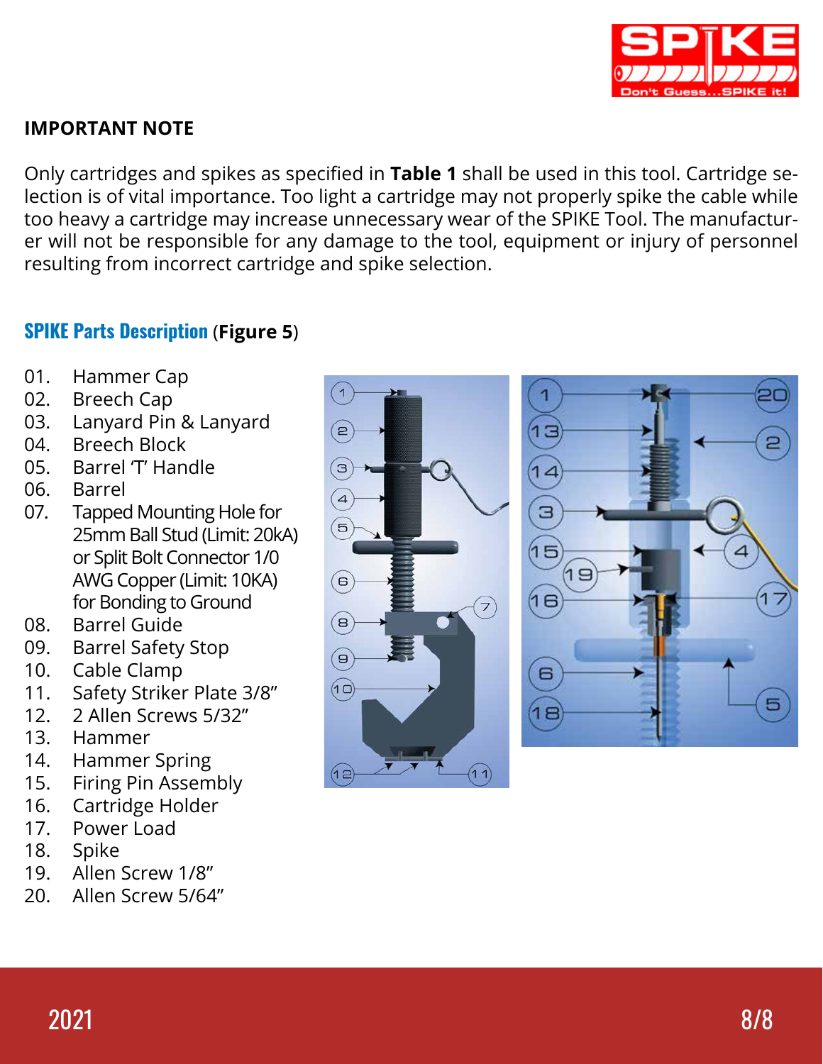## IMPORTANT NOTE

Only cartridges and spikes as specified in **Table 1** shall be used in this tool. Cartridge selection is of vital importance. Too light a cartridge may not properly spike the cable while too heavy a cartridge may increase unnecessary wear of the SPIKE Tool. The manufacturer will not be responsible for any damage to the tool, equipment or injury of personnel resulting from incorrect cartridge and spike selection.

## SPIKE Parts Description (**Figure 5**)

01. Hammer Cap
02. Breech Cap
03. Lanyard Pin & Lanyard
04. Breech Block
05. Barrel 'T' Handle
06. Barrel
07. Tapped Mounting Hole for 25mm Ball Stud (Limit: 20kA) or Split Bolt Connector 1/0 AWG Copper (Limit: 10KA) for Bonding to Ground
08. Barrel Guide
09. Barrel Safety Stop
10. Cable Clamp
11. Safety Striker Plate 3/8"
12. 2 Allen Screws 5/32"
13. Hammer
14. Hammer Spring
15. Firing Pin Assembly
16. Cartridge Holder
17. Power Load
18. Spike
19. Allen Screw 1/8"
20. Allen Screw 5/64"